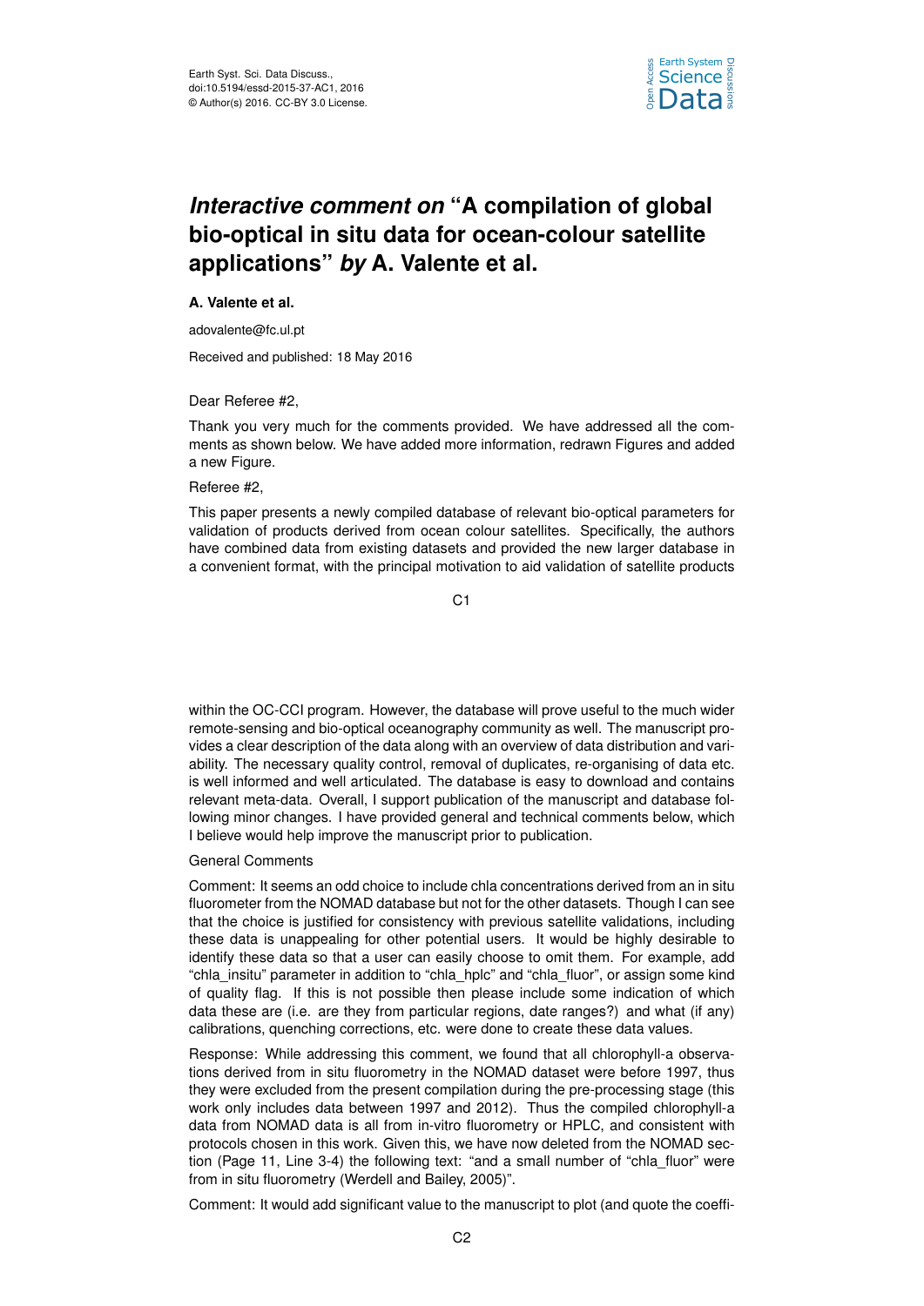# *Interactive comment on* "A compilation of global bio-optical in situ data for ocean-colour satellite applications" *by* A. Valente et al.

**A. Valente et al.**

adovalente@fc.ul.pt

Received and published: 18 May 2016

Dear Referee #2,

Thank you very much for the comments provided. We have addressed all the comments as shown below. We have added more information, redrawn Figures and added a new Figure.

Referee #2,

This paper presents a newly compiled database of relevant bio-optical parameters for validation of products derived from ocean colour satellites. Specifically, the authors have combined data from existing datasets and provided the new larger database in a convenient format, with the principal motivation to aid validation of satellite products within the OC-CCI program. However, the database will prove useful to the much wider remote-sensing and bio-optical oceanography community as well. The manuscript provides a clear description of the data along with an overview of data distribution and variability. The necessary quality control, removal of duplicates, re-organising of data etc. is well informed and well articulated. The database is easy to download and contains relevant meta-data. Overall, I support publication of the manuscript and database following minor changes. I have provided general and technical comments below, which I believe would help improve the manuscript prior to publication.

General Comments

Comment: It seems an odd choice to include chla concentrations derived from an in situ fluorometer from the NOMAD database but not for the other datasets. Though I can see that the choice is justified for consistency with previous satellite validations, including these data is unappealing for other potential users. It would be highly desirable to identify these data so that a user can easily choose to omit them. For example, add "chla_insitu" parameter in addition to "chla_hplc" and "chla_fluor", or assign some kind of quality flag. If this is not possible then please include some indication of which data these are (i.e. are they from particular regions, date ranges?) and what (if any) calibrations, quenching corrections, etc. were done to create these data values.

Response: While addressing this comment, we found that all chlorophyll-a observations derived from in situ fluorometry in the NOMAD dataset were before 1997, thus they were excluded from the present compilation during the pre-processing stage (this work only includes data between 1997 and 2012). Thus the compiled chlorophyll-a data from NOMAD data is all from in-vitro fluorometry or HPLC, and consistent with protocols chosen in this work. Given this, we have now deleted from the NOMAD section (Page 11, Line 3-4) the following text: "and a small number of "chla_fluor" were from in situ fluorometry (Werdell and Bailey, 2005)".

Comment: It would add significant value to the manuscript to plot (and quote the coeffi-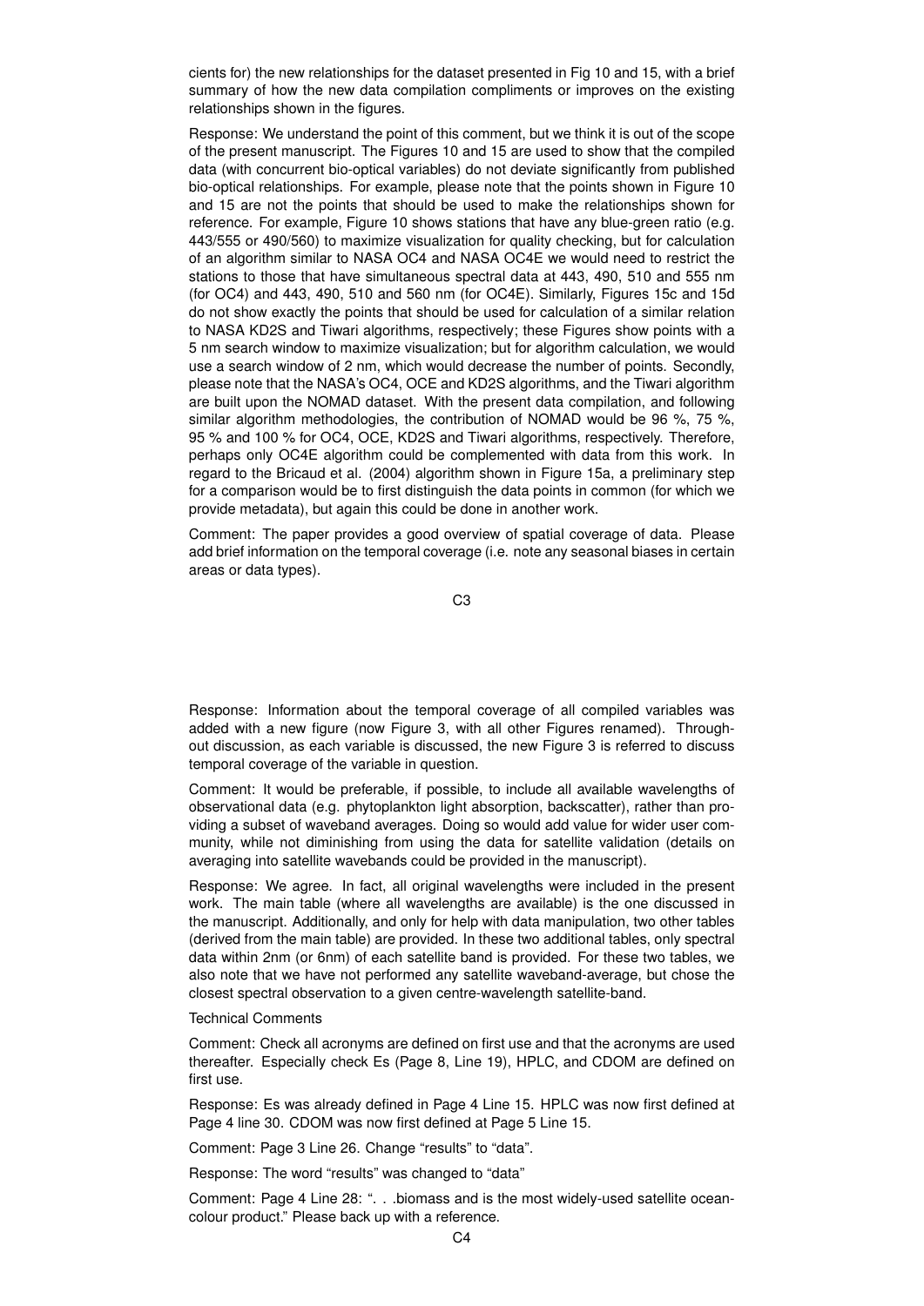cients for) the new relationships for the dataset presented in Fig 10 and 15, with a brief summary of how the new data compilation compliments or improves on the existing relationships shown in the figures.

Response: We understand the point of this comment, but we think it is out of the scope of the present manuscript. The Figures 10 and 15 are used to show that the compiled data (with concurrent bio-optical variables) do not deviate significantly from published bio-optical relationships. For example, please note that the points shown in Figure 10 and 15 are not the points that should be used to make the relationships shown for reference. For example, Figure 10 shows stations that have any blue-green ratio (e.g. 443/555 or 490/560) to maximize visualization for quality checking, but for calculation of an algorithm similar to NASA OC4 and NASA OC4E we would need to restrict the stations to those that have simultaneous spectral data at 443, 490, 510 and 555 nm (for OC4) and 443, 490, 510 and 560 nm (for OC4E). Similarly, Figures 15c and 15d do not show exactly the points that should be used for calculation of a similar relation to NASA KD2S and Tiwari algorithms, respectively; these Figures show points with a 5 nm search window to maximize visualization; but for algorithm calculation, we would use a search window of 2 nm, which would decrease the number of points. Secondly, please note that the NASA's OC4, OCE and KD2S algorithms, and the Tiwari algorithm are built upon the NOMAD dataset. With the present data compilation, and following similar algorithm methodologies, the contribution of NOMAD would be 96 %, 75 %, 95 % and 100 % for OC4, OCE, KD2S and Tiwari algorithms, respectively. Therefore, perhaps only OC4E algorithm could be complemented with data from this work. In regard to the Bricaud et al. (2004) algorithm shown in Figure 15a, a preliminary step for a comparison would be to first distinguish the data points in common (for which we provide metadata), but again this could be done in another work.

Comment: The paper provides a good overview of spatial coverage of data. Please add brief information on the temporal coverage (i.e. note any seasonal biases in certain areas or data types).

Response: Information about the temporal coverage of all compiled variables was added with a new figure (now Figure 3, with all other Figures renamed). Throughout discussion, as each variable is discussed, the new Figure 3 is referred to discuss temporal coverage of the variable in question.

Comment: It would be preferable, if possible, to include all available wavelengths of observational data (e.g. phytoplankton light absorption, backscatter), rather than providing a subset of waveband averages. Doing so would add value for wider user community, while not diminishing from using the data for satellite validation (details on averaging into satellite wavebands could be provided in the manuscript).

Response: We agree. In fact, all original wavelengths were included in the present work. The main table (where all wavelengths are available) is the one discussed in the manuscript. Additionally, and only for help with data manipulation, two other tables (derived from the main table) are provided. In these two additional tables, only spectral data within 2nm (or 6nm) of each satellite band is provided. For these two tables, we also note that we have not performed any satellite waveband-average, but chose the closest spectral observation to a given centre-wavelength satellite-band.

Technical Comments

Comment: Check all acronyms are defined on first use and that the acronyms are used thereafter. Especially check Es (Page 8, Line 19), HPLC, and CDOM are defined on first use.

Response: Es was already defined in Page 4 Line 15. HPLC was now first defined at Page 4 line 30. CDOM was now first defined at Page 5 Line 15.

Comment: Page 3 Line 26. Change "results" to "data".

Response: The word "results" was changed to "data"

Comment: Page 4 Line 28: ". . .biomass and is the most widely-used satellite ocean-colour product." Please back up with a reference.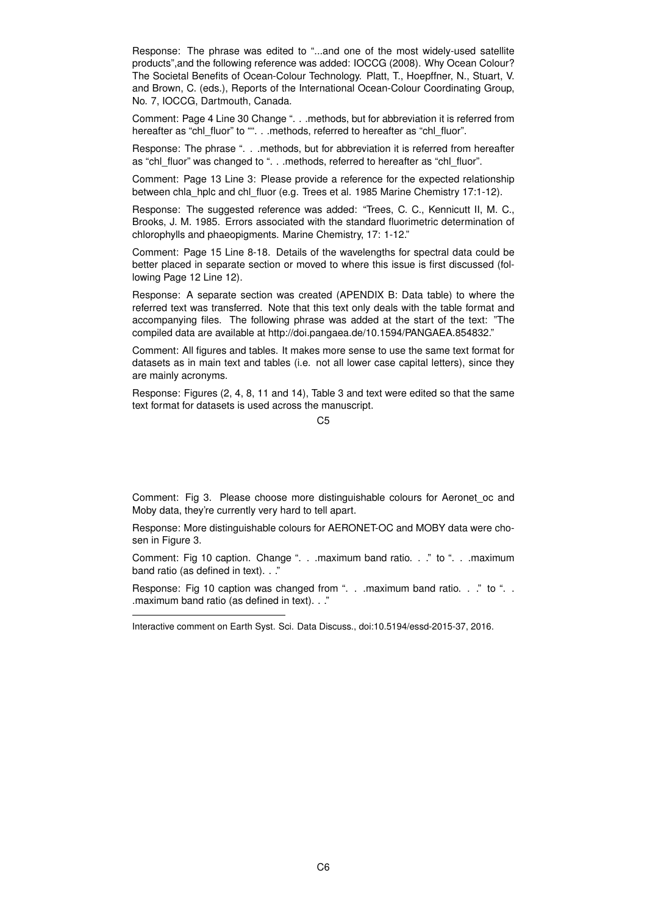Response: The phrase was edited to "...and one of the most widely-used satellite products",and the following reference was added: IOCCG (2008). Why Ocean Colour? The Societal Benefits of Ocean-Colour Technology. Platt, T., Hoepffner, N., Stuart, V. and Brown, C. (eds.), Reports of the International Ocean-Colour Coordinating Group, No. 7, IOCCG, Dartmouth, Canada.

Comment: Page 4 Line 30 Change ". . .methods, but for abbreviation it is referred from hereafter as "chl_fluor" to "". . .methods, referred to hereafter as "chl_fluor".

Response: The phrase ". . .methods, but for abbreviation it is referred from hereafter as "chl_fluor" was changed to ". . .methods, referred to hereafter as "chl_fluor".

Comment: Page 13 Line 3: Please provide a reference for the expected relationship between chla_hplc and chl_fluor (e.g. Trees et al. 1985 Marine Chemistry 17:1-12).

Response: The suggested reference was added: "Trees, C. C., Kennicutt II, M. C., Brooks, J. M. 1985. Errors associated with the standard fluorimetric determination of chlorophylls and phaeopigments. Marine Chemistry, 17: 1-12."

Comment: Page 15 Line 8-18. Details of the wavelengths for spectral data could be better placed in separate section or moved to where this issue is first discussed (following Page 12 Line 12).

Response: A separate section was created (APENDIX B: Data table) to where the referred text was transferred. Note that this text only deals with the table format and accompanying files. The following phrase was added at the start of the text: "The compiled data are available at http://doi.pangaea.de/10.1594/PANGAEA.854832."

Comment: All figures and tables. It makes more sense to use the same text format for datasets as in main text and tables (i.e. not all lower case capital letters), since they are mainly acronyms.

Response: Figures (2, 4, 8, 11 and 14), Table 3 and text were edited so that the same text format for datasets is used across the manuscript.

Comment: Fig 3. Please choose more distinguishable colours for Aeronet_oc and Moby data, they're currently very hard to tell apart.

Response: More distinguishable colours for AERONET-OC and MOBY data were chosen in Figure 3.

Comment: Fig 10 caption. Change ". . .maximum band ratio. . ." to ". . .maximum band ratio (as defined in text). . ."

Response: Fig 10 caption was changed from ". . .maximum band ratio. . ." to ". . .maximum band ratio (as defined in text). . ."

Interactive comment on Earth Syst. Sci. Data Discuss., doi:10.5194/essd-2015-37, 2016.